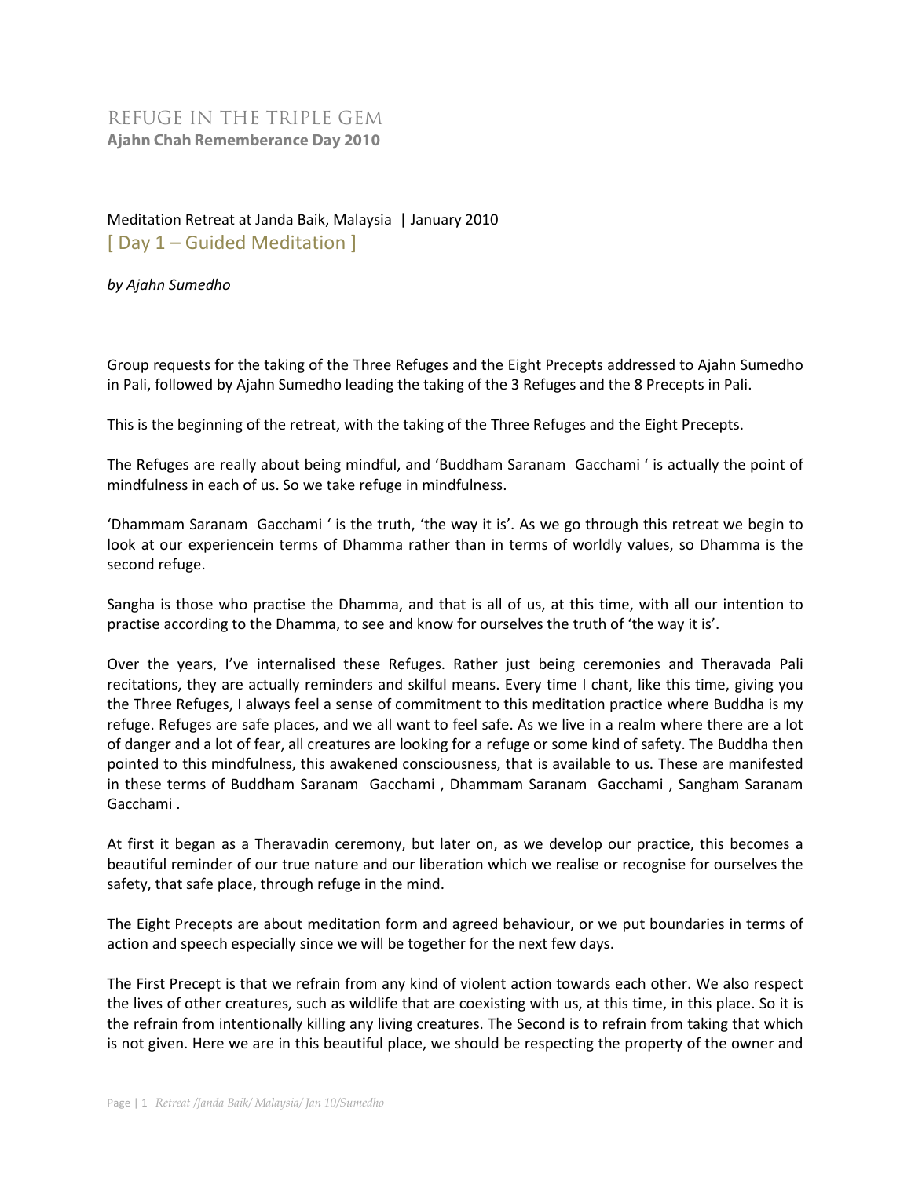# REFUGE IN THE TRIPLE GEM

**Ajahn Chah Rememberance Day 2010**

Meditation Retreat at Janda Baik, Malaysia | January 2010

## [ Day 1 – Guided Meditation ]

*by Ajahn Sumedho*

Group requests for the taking of the Three Refuges and the Eight Precepts addressed to Ajahn Sumedho in Pali, followed by Ajahn Sumedho leading the taking of the 3 Refuges and the 8 Precepts in Pali.

This is the beginning of the retreat, with the taking of the Three Refuges and the Eight Precepts.

The Refuges are really about being mindful, and 'Buddham Saranam Gacchami ' is actually the point of mindfulness in each of us. So we take refuge in mindfulness.

'Dhammam Saranam Gacchami ' is the truth, 'the way it is'. As we go through this retreat we begin to look at our experiencein terms of Dhamma rather than in terms of worldly values, so Dhamma is the second refuge.

Sangha is those who practise the Dhamma, and that is all of us, at this time, with all our intention to practise according to the Dhamma, to see and know for ourselves the truth of 'the way it is'.

Over the years, I've internalised these Refuges. Rather just being ceremonies and Theravada Pali recitations, they are actually reminders and skilful means. Every time I chant, like this time, giving you the Three Refuges, I always feel a sense of commitment to this meditation practice where Buddha is my refuge. Refuges are safe places, and we all want to feel safe. As we live in a realm where there are a lot of danger and a lot of fear, all creatures are looking for a refuge or some kind of safety. The Buddha then pointed to this mindfulness, this awakened consciousness, that is available to us. These are manifested in these terms of Buddham Saranam Gacchami , Dhammam Saranam Gacchami , Sangham Saranam Gacchami .

At first it began as a Theravadin ceremony, but later on, as we develop our practice, this becomes a beautiful reminder of our true nature and our liberation which we realise or recognise for ourselves the safety, that safe place, through refuge in the mind.

The Eight Precepts are about meditation form and agreed behaviour, or we put boundaries in terms of action and speech especially since we will be together for the next few days.

The First Precept is that we refrain from any kind of violent action towards each other. We also respect the lives of other creatures, such as wildlife that are coexisting with us, at this time, in this place. So it is the refrain from intentionally killing any living creatures. The Second is to refrain from taking that which is not given. Here we are in this beautiful place, we should be respecting the property of the owner and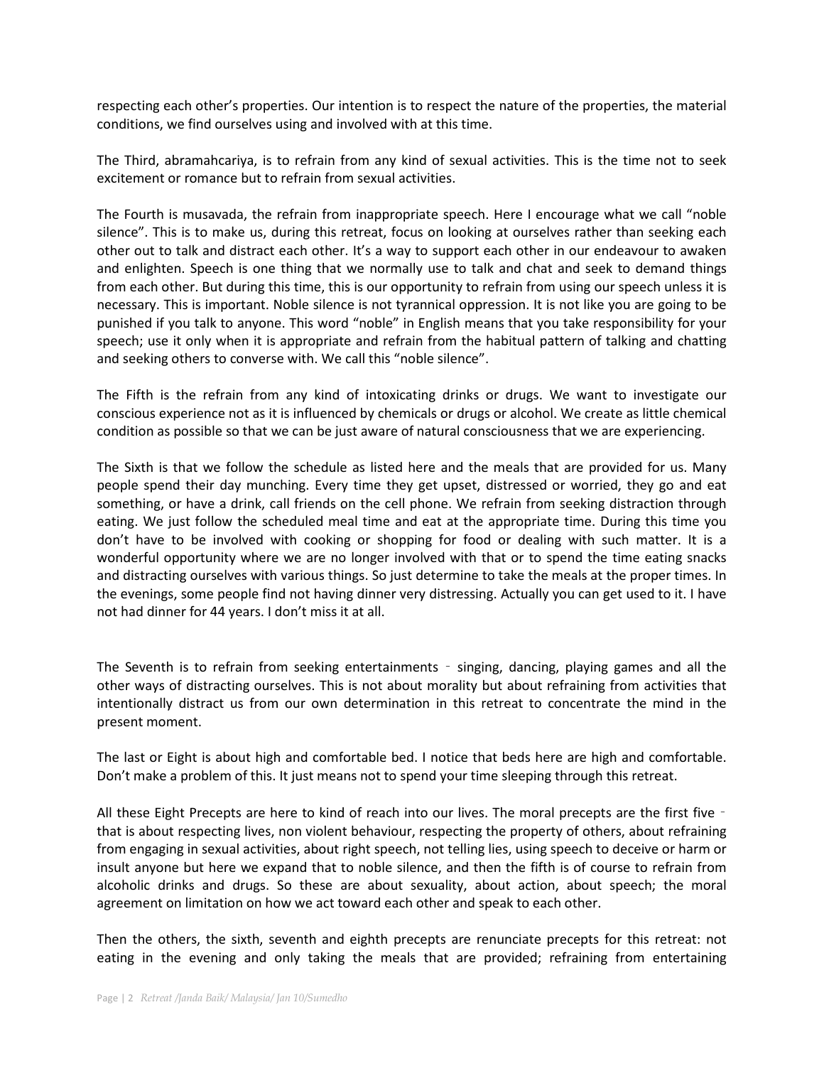respecting each other's properties. Our intention is to respect the nature of the properties, the material conditions, we find ourselves using and involved with at this time.

The Third, abramahcariya, is to refrain from any kind of sexual activities. This is the time not to seek excitement or romance but to refrain from sexual activities.

The Fourth is musavada, the refrain from inappropriate speech. Here I encourage what we call "noble silence". This is to make us, during this retreat, focus on looking at ourselves rather than seeking each other out to talk and distract each other. It's a way to support each other in our endeavour to awaken and enlighten. Speech is one thing that we normally use to talk and chat and seek to demand things from each other. But during this time, this is our opportunity to refrain from using our speech unless it is necessary. This is important. Noble silence is not tyrannical oppression. It is not like you are going to be punished if you talk to anyone. This word "noble" in English means that you take responsibility for your speech; use it only when it is appropriate and refrain from the habitual pattern of talking and chatting and seeking others to converse with. We call this "noble silence".

The Fifth is the refrain from any kind of intoxicating drinks or drugs. We want to investigate our conscious experience not as it is influenced by chemicals or drugs or alcohol. We create as little chemical condition as possible so that we can be just aware of natural consciousness that we are experiencing.

The Sixth is that we follow the schedule as listed here and the meals that are provided for us. Many people spend their day munching. Every time they get upset, distressed or worried, they go and eat something, or have a drink, call friends on the cell phone. We refrain from seeking distraction through eating. We just follow the scheduled meal time and eat at the appropriate time. During this time you don't have to be involved with cooking or shopping for food or dealing with such matter. It is a wonderful opportunity where we are no longer involved with that or to spend the time eating snacks and distracting ourselves with various things. So just determine to take the meals at the proper times. In the evenings, some people find not having dinner very distressing. Actually you can get used to it. I have not had dinner for 44 years. I don't miss it at all.

The Seventh is to refrain from seeking entertainments – singing, dancing, playing games and all the other ways of distracting ourselves. This is not about morality but about refraining from activities that intentionally distract us from our own determination in this retreat to concentrate the mind in the present moment.

The last or Eight is about high and comfortable bed. I notice that beds here are high and comfortable. Don't make a problem of this. It just means not to spend your time sleeping through this retreat.

All these Eight Precepts are here to kind of reach into our lives. The moral precepts are the first five – that is about respecting lives, non violent behaviour, respecting the property of others, about refraining from engaging in sexual activities, about right speech, not telling lies, using speech to deceive or harm or insult anyone but here we expand that to noble silence, and then the fifth is of course to refrain from alcoholic drinks and drugs. So these are about sexuality, about action, about speech; the moral agreement on limitation on how we act toward each other and speak to each other.

Then the others, the sixth, seventh and eighth precepts are renunciate precepts for this retreat: not eating in the evening and only taking the meals that are provided; refraining from entertaining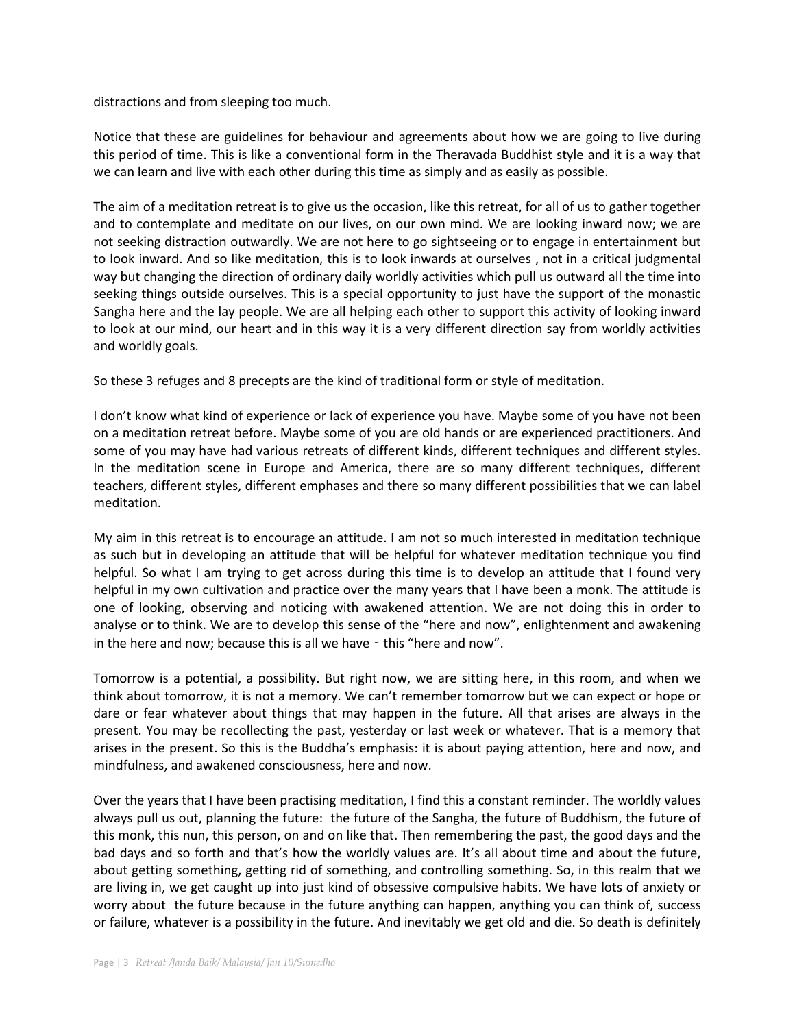distractions and from sleeping too much.

Notice that these are guidelines for behaviour and agreements about how we are going to live during this period of time. This is like a conventional form in the Theravada Buddhist style and it is a way that we can learn and live with each other during this time as simply and as easily as possible.

The aim of a meditation retreat is to give us the occasion, like this retreat, for all of us to gather together and to contemplate and meditate on our lives, on our own mind. We are looking inward now; we are not seeking distraction outwardly. We are not here to go sightseeing or to engage in entertainment but to look inward. And so like meditation, this is to look inwards at ourselves , not in a critical judgmental way but changing the direction of ordinary daily worldly activities which pull us outward all the time into seeking things outside ourselves. This is a special opportunity to just have the support of the monastic Sangha here and the lay people. We are all helping each other to support this activity of looking inward to look at our mind, our heart and in this way it is a very different direction say from worldly activities and worldly goals.

So these 3 refuges and 8 precepts are the kind of traditional form or style of meditation.

I don't know what kind of experience or lack of experience you have. Maybe some of you have not been on a meditation retreat before. Maybe some of you are old hands or are experienced practitioners. And some of you may have had various retreats of different kinds, different techniques and different styles. In the meditation scene in Europe and America, there are so many different techniques, different teachers, different styles, different emphases and there so many different possibilities that we can label meditation.

My aim in this retreat is to encourage an attitude. I am not so much interested in meditation technique as such but in developing an attitude that will be helpful for whatever meditation technique you find helpful. So what I am trying to get across during this time is to develop an attitude that I found very helpful in my own cultivation and practice over the many years that I have been a monk. The attitude is one of looking, observing and noticing with awakened attention. We are not doing this in order to analyse or to think. We are to develop this sense of the "here and now", enlightenment and awakening in the here and now; because this is all we have - this "here and now".

Tomorrow is a potential, a possibility. But right now, we are sitting here, in this room, and when we think about tomorrow, it is not a memory. We can't remember tomorrow but we can expect or hope or dare or fear whatever about things that may happen in the future. All that arises are always in the present. You may be recollecting the past, yesterday or last week or whatever. That is a memory that arises in the present. So this is the Buddha's emphasis: it is about paying attention, here and now, and mindfulness, and awakened consciousness, here and now.

Over the years that I have been practising meditation, I find this a constant reminder. The worldly values always pull us out, planning the future: the future of the Sangha, the future of Buddhism, the future of this monk, this nun, this person, on and on like that. Then remembering the past, the good days and the bad days and so forth and that's how the worldly values are. It's all about time and about the future, about getting something, getting rid of something, and controlling something. So, in this realm that we are living in, we get caught up into just kind of obsessive compulsive habits. We have lots of anxiety or worry about the future because in the future anything can happen, anything you can think of, success or failure, whatever is a possibility in the future. And inevitably we get old and die. So death is definitely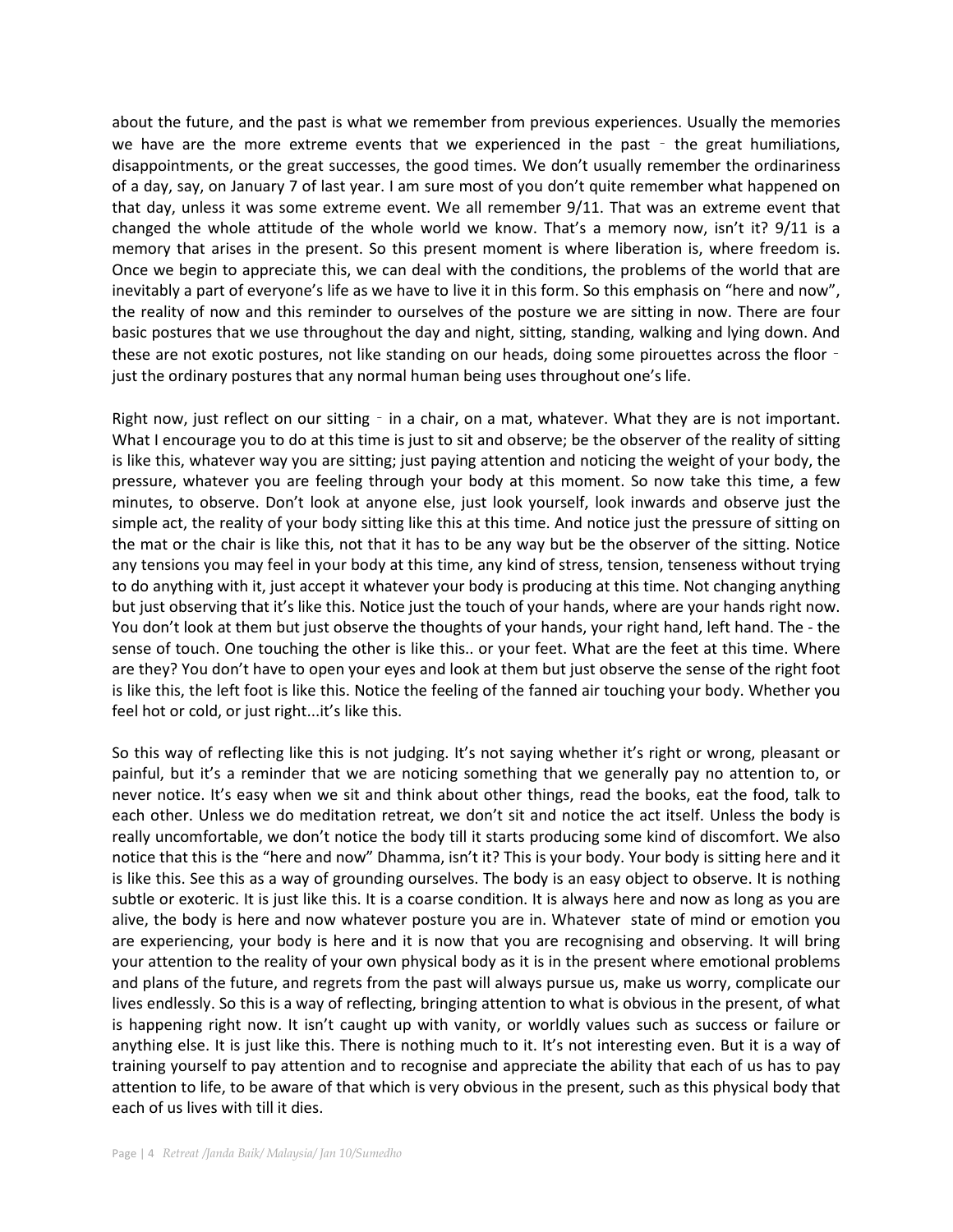about the future, and the past is what we remember from previous experiences. Usually the memories we have are the more extreme events that we experienced in the past ‐ the great humiliations, disappointments, or the great successes, the good times. We don't usually remember the ordinariness of a day, say, on January 7 of last year. I am sure most of you don't quite remember what happened on that day, unless it was some extreme event. We all remember 9/11. That was an extreme event that changed the whole attitude of the whole world we know. That's a memory now, isn't it? 9/11 is a memory that arises in the present. So this present moment is where liberation is, where freedom is. Once we begin to appreciate this, we can deal with the conditions, the problems of the world that are inevitably a part of everyone's life as we have to live it in this form. So this emphasis on "here and now", the reality of now and this reminder to ourselves of the posture we are sitting in now. There are four basic postures that we use throughout the day and night, sitting, standing, walking and lying down. And these are not exotic postures, not like standing on our heads, doing some pirouettes across the floor ‐ just the ordinary postures that any normal human being uses throughout one's life.

Right now, just reflect on our sitting ‐ in a chair, on a mat, whatever. What they are is not important. What I encourage you to do at this time is just to sit and observe; be the observer of the reality of sitting is like this, whatever way you are sitting; just paying attention and noticing the weight of your body, the pressure, whatever you are feeling through your body at this moment. So now take this time, a few minutes, to observe. Don't look at anyone else, just look yourself, look inwards and observe just the simple act, the reality of your body sitting like this at this time. And notice just the pressure of sitting on the mat or the chair is like this, not that it has to be any way but be the observer of the sitting. Notice any tensions you may feel in your body at this time, any kind of stress, tension, tenseness without trying to do anything with it, just accept it whatever your body is producing at this time. Not changing anything but just observing that it's like this. Notice just the touch of your hands, where are your hands right now. You don't look at them but just observe the thoughts of your hands, your right hand, left hand. The - the sense of touch. One touching the other is like this.. or your feet. What are the feet at this time. Where are they? You don't have to open your eyes and look at them but just observe the sense of the right foot is like this, the left foot is like this. Notice the feeling of the fanned air touching your body. Whether you feel hot or cold, or just right...it's like this.

So this way of reflecting like this is not judging. It's not saying whether it's right or wrong, pleasant or painful, but it's a reminder that we are noticing something that we generally pay no attention to, or never notice. It's easy when we sit and think about other things, read the books, eat the food, talk to each other. Unless we do meditation retreat, we don't sit and notice the act itself. Unless the body is really uncomfortable, we don't notice the body till it starts producing some kind of discomfort. We also notice that this is the "here and now" Dhamma, isn't it? This is your body. Your body is sitting here and it is like this. See this as a way of grounding ourselves. The body is an easy object to observe. It is nothing subtle or exoteric. It is just like this. It is a coarse condition. It is always here and now as long as you are alive, the body is here and now whatever posture you are in. Whatever state of mind or emotion you are experiencing, your body is here and it is now that you are recognising and observing. It will bring your attention to the reality of your own physical body as it is in the present where emotional problems and plans of the future, and regrets from the past will always pursue us, make us worry, complicate our lives endlessly. So this is a way of reflecting, bringing attention to what is obvious in the present, of what is happening right now. It isn't caught up with vanity, or worldly values such as success or failure or anything else. It is just like this. There is nothing much to it. It's not interesting even. But it is a way of training yourself to pay attention and to recognise and appreciate the ability that each of us has to pay attention to life, to be aware of that which is very obvious in the present, such as this physical body that each of us lives with till it dies.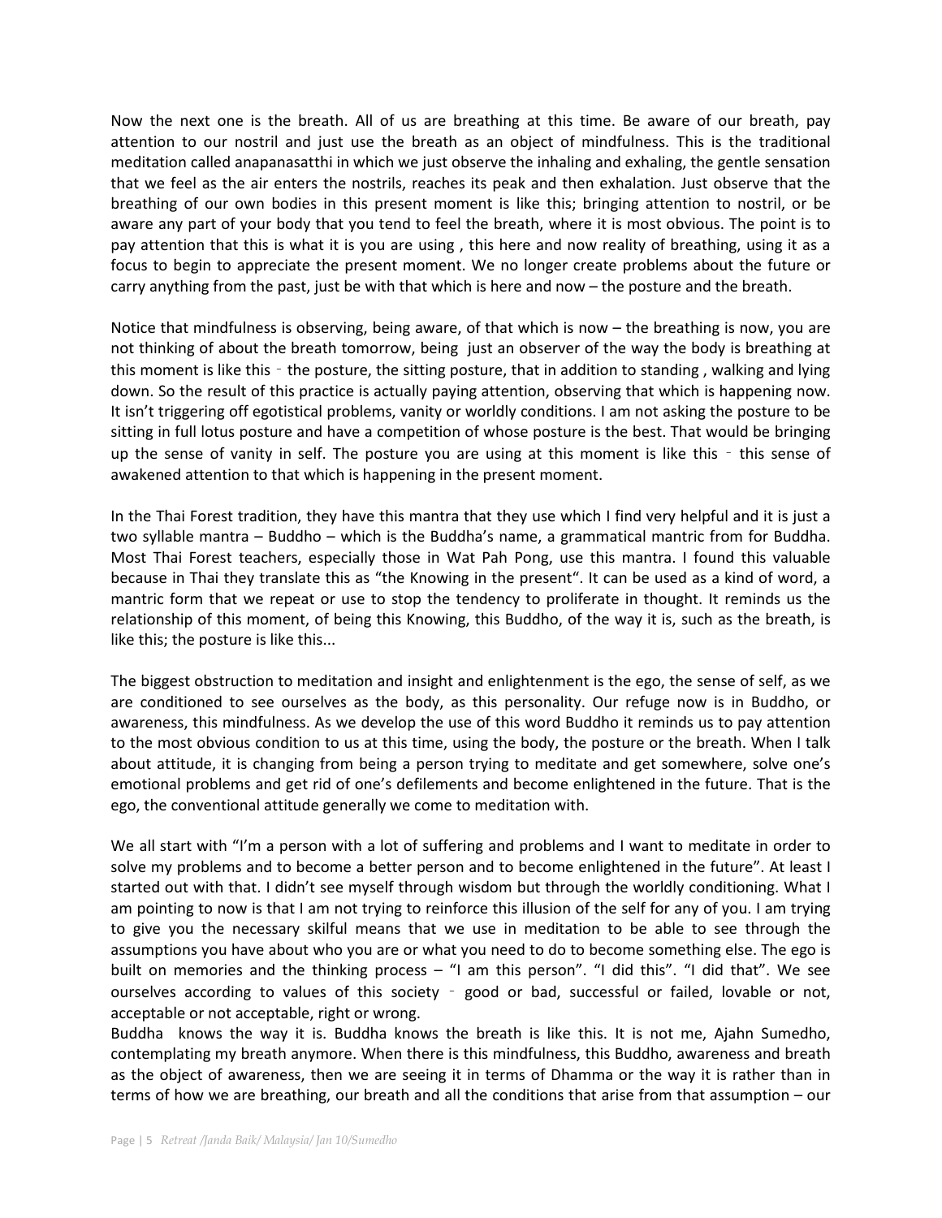Now the next one is the breath. All of us are breathing at this time. Be aware of our breath, pay attention to our nostril and just use the breath as an object of mindfulness. This is the traditional meditation called anapanasatthi in which we just observe the inhaling and exhaling, the gentle sensation that we feel as the air enters the nostrils, reaches its peak and then exhalation. Just observe that the breathing of our own bodies in this present moment is like this; bringing attention to nostril, or be aware any part of your body that you tend to feel the breath, where it is most obvious. The point is to pay attention that this is what it is you are using , this here and now reality of breathing, using it as a focus to begin to appreciate the present moment. We no longer create problems about the future or carry anything from the past, just be with that which is here and now – the posture and the breath.

Notice that mindfulness is observing, being aware, of that which is now – the breathing is now, you are not thinking of about the breath tomorrow, being just an observer of the way the body is breathing at this moment is like this ‑ the posture, the sitting posture, that in addition to standing , walking and lying down. So the result of this practice is actually paying attention, observing that which is happening now. It isn't triggering off egotistical problems, vanity or worldly conditions. I am not asking the posture to be sitting in full lotus posture and have a competition of whose posture is the best. That would be bringing up the sense of vanity in self. The posture you are using at this moment is like this ‑ this sense of awakened attention to that which is happening in the present moment.

In the Thai Forest tradition, they have this mantra that they use which I find very helpful and it is just a two syllable mantra – Buddho – which is the Buddha's name, a grammatical mantric from for Buddha. Most Thai Forest teachers, especially those in Wat Pah Pong, use this mantra. I found this valuable because in Thai they translate this as "the Knowing in the present". It can be used as a kind of word, a mantric form that we repeat or use to stop the tendency to proliferate in thought. It reminds us the relationship of this moment, of being this Knowing, this Buddho, of the way it is, such as the breath, is like this; the posture is like this...

The biggest obstruction to meditation and insight and enlightenment is the ego, the sense of self, as we are conditioned to see ourselves as the body, as this personality. Our refuge now is in Buddho, or awareness, this mindfulness. As we develop the use of this word Buddho it reminds us to pay attention to the most obvious condition to us at this time, using the body, the posture or the breath. When I talk about attitude, it is changing from being a person trying to meditate and get somewhere, solve one's emotional problems and get rid of one's defilements and become enlightened in the future. That is the ego, the conventional attitude generally we come to meditation with.

We all start with "I'm a person with a lot of suffering and problems and I want to meditate in order to solve my problems and to become a better person and to become enlightened in the future". At least I started out with that. I didn't see myself through wisdom but through the worldly conditioning. What I am pointing to now is that I am not trying to reinforce this illusion of the self for any of you. I am trying to give you the necessary skilful means that we use in meditation to be able to see through the assumptions you have about who you are or what you need to do to become something else. The ego is built on memories and the thinking process – "I am this person". "I did this". "I did that". We see ourselves according to values of this society ‑ good or bad, successful or failed, lovable or not, acceptable or not acceptable, right or wrong.

Buddha knows the way it is. Buddha knows the breath is like this. It is not me, Ajahn Sumedho, contemplating my breath anymore. When there is this mindfulness, this Buddho, awareness and breath as the object of awareness, then we are seeing it in terms of Dhamma or the way it is rather than in terms of how we are breathing, our breath and all the conditions that arise from that assumption – our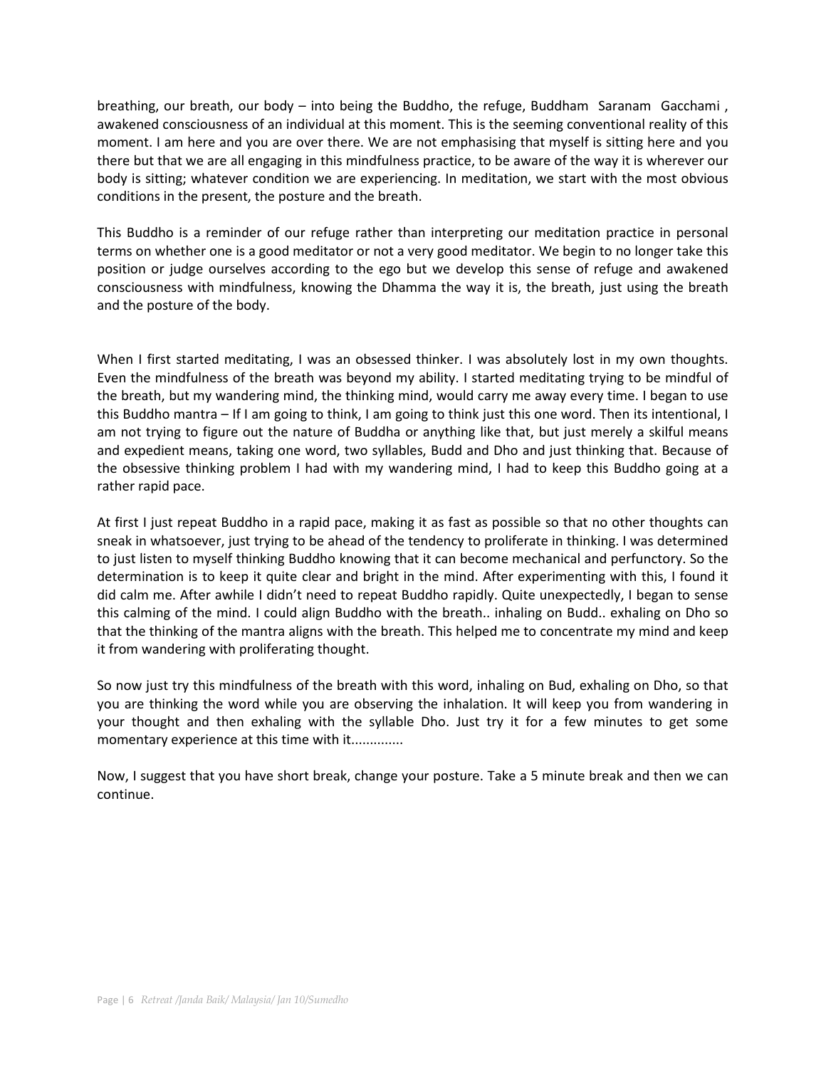breathing, our breath, our body – into being the Buddho, the refuge, Buddham Saranam Gacchami , awakened consciousness of an individual at this moment. This is the seeming conventional reality of this moment. I am here and you are over there. We are not emphasising that myself is sitting here and you there but that we are all engaging in this mindfulness practice, to be aware of the way it is wherever our body is sitting; whatever condition we are experiencing. In meditation, we start with the most obvious conditions in the present, the posture and the breath.

This Buddho is a reminder of our refuge rather than interpreting our meditation practice in personal terms on whether one is a good meditator or not a very good meditator. We begin to no longer take this position or judge ourselves according to the ego but we develop this sense of refuge and awakened consciousness with mindfulness, knowing the Dhamma the way it is, the breath, just using the breath and the posture of the body.

When I first started meditating, I was an obsessed thinker. I was absolutely lost in my own thoughts. Even the mindfulness of the breath was beyond my ability. I started meditating trying to be mindful of the breath, but my wandering mind, the thinking mind, would carry me away every time. I began to use this Buddho mantra – If I am going to think, I am going to think just this one word. Then its intentional, I am not trying to figure out the nature of Buddha or anything like that, but just merely a skilful means and expedient means, taking one word, two syllables, Budd and Dho and just thinking that. Because of the obsessive thinking problem I had with my wandering mind, I had to keep this Buddho going at a rather rapid pace.

At first I just repeat Buddho in a rapid pace, making it as fast as possible so that no other thoughts can sneak in whatsoever, just trying to be ahead of the tendency to proliferate in thinking. I was determined to just listen to myself thinking Buddho knowing that it can become mechanical and perfunctory. So the determination is to keep it quite clear and bright in the mind. After experimenting with this, I found it did calm me. After awhile I didn't need to repeat Buddho rapidly. Quite unexpectedly, I began to sense this calming of the mind. I could align Buddho with the breath.. inhaling on Budd.. exhaling on Dho so that the thinking of the mantra aligns with the breath. This helped me to concentrate my mind and keep it from wandering with proliferating thought.

So now just try this mindfulness of the breath with this word, inhaling on Bud, exhaling on Dho, so that you are thinking the word while you are observing the inhalation. It will keep you from wandering in your thought and then exhaling with the syllable Dho. Just try it for a few minutes to get some momentary experience at this time with it.............

Now, I suggest that you have short break, change your posture. Take a 5 minute break and then we can continue.